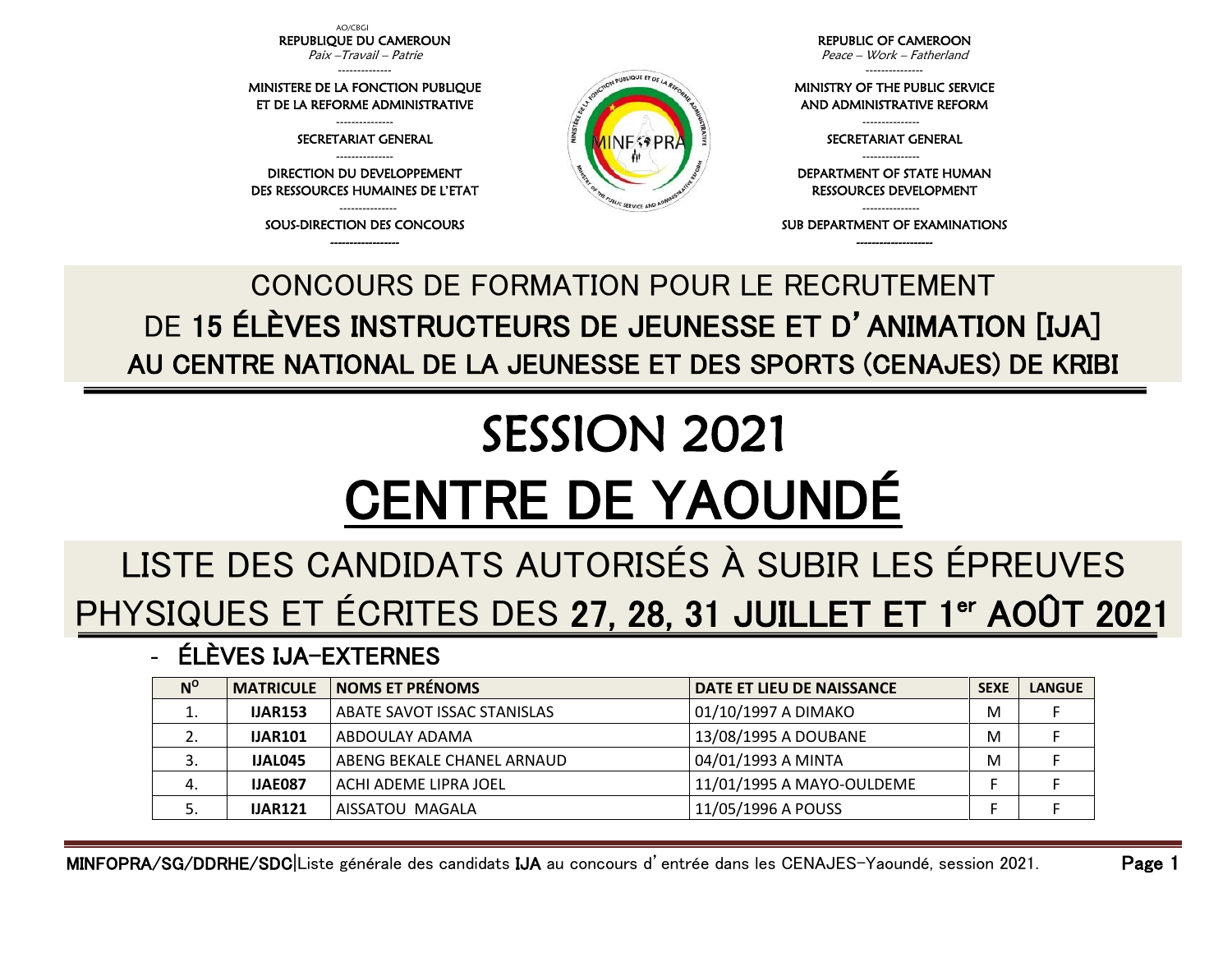AO/CBGI

**REPUBLIQUE DU CAMEROUN**
*Paix –Travail – Patrie*

MINISTERE DE LA FONCTION PUBLIQUE ET DE LA REFORME ADMINISTRATIVE

SECRETARIAT GENERAL

DIRECTION DU DEVELOPPEMENT DES RESSOURCES HUMAINES DE L'ETAT

SOUS-DIRECTION DES CONCOURS

**REPUBLIC OF CAMEROON**
*Peace – Work – Fatherland*

MINISTRY OF THE PUBLIC SERVICE AND ADMINISTRATIVE REFORM

SECRETARIAT GENERAL

DEPARTMENT OF STATE HUMAN RESSOURCES DEVELOPMENT

SUB DEPARTMENT OF EXAMINATIONS

# CONCOURS DE FORMATION POUR LE RECRUTEMENT DE **15 ÉLÈVES INSTRUCTEURS DE JEUNESSE ET D'ANIMATION [IJA]** **AU CENTRE NATIONAL DE LA JEUNESSE ET DES SPORTS (CENAJES) DE KRIBI**

# SESSION 2021

# CENTRE DE YAOUNDÉ

## LISTE DES CANDIDATS AUTORISÉS À SUBIR LES ÉPREUVES PHYSIQUES ET ÉCRITES DES **27, 28, 31 JUILLET ET 1er AOÛT 2021**

- **ÉLÈVES IJA-EXTERNES**

| N° | MATRICULE | NOMS ET PRÉNOMS | DATE ET LIEU DE NAISSANCE | SEXE | LANGUE |
|---|---|---|---|---|---|
| 1. | **IJAR153** | ABATE SAVOT ISSAC STANISLAS | 01/10/1997 A DIMAKO | M | F |
| 2. | **IJAR101** | ABDOULAY ADAMA | 13/08/1995 A DOUBANE | M | F |
| 3. | **IJAL045** | ABENG BEKALE CHANEL ARNAUD | 04/01/1993 A MINTA | M | F |
| 4. | **IJAE087** | ACHI ADEME LIPRA JOEL | 11/01/1995 A MAYO-OULDEME | F | F |
| 5. | **IJAR121** | AISSATOU MAGALA | 11/05/1996 A POUSS | F | F |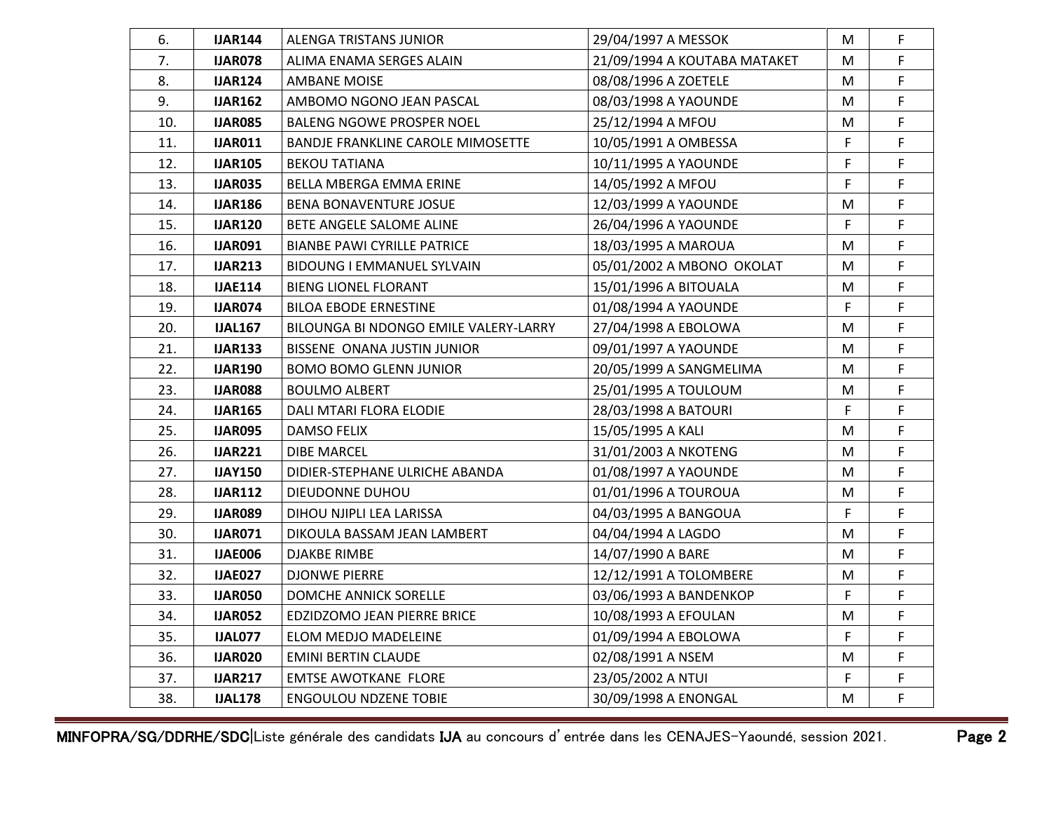| 6. | IJAR144 | ALENGA TRISTANS JUNIOR | 29/04/1997 A MESSOK | M | F |
|---|---|---|---|---|---|
| 7. | IJAR078 | ALIMA ENAMA SERGES ALAIN | 21/09/1994 A KOUTABA MATAKET | M | F |
| 8. | IJAR124 | AMBANE MOISE | 08/08/1996 A ZOETELE | M | F |
| 9. | IJAR162 | AMBOMO NGONO JEAN PASCAL | 08/03/1998 A YAOUNDE | M | F |
| 10. | IJAR085 | BALENG NGOWE PROSPER NOEL | 25/12/1994 A MFOU | M | F |
| 11. | IJAR011 | BANDJE FRANKLINE CAROLE MIMOSETTE | 10/05/1991 A OMBESSA | F | F |
| 12. | IJAR105 | BEKOU TATIANA | 10/11/1995 A YAOUNDE | F | F |
| 13. | IJAR035 | BELLA MBERGA EMMA ERINE | 14/05/1992 A MFOU | F | F |
| 14. | IJAR186 | BENA BONAVENTURE JOSUE | 12/03/1999 A YAOUNDE | M | F |
| 15. | IJAR120 | BETE ANGELE SALOME ALINE | 26/04/1996 A YAOUNDE | F | F |
| 16. | IJAR091 | BIANBE PAWI CYRILLE PATRICE | 18/03/1995 A MAROUA | M | F |
| 17. | IJAR213 | BIDOUNG I EMMANUEL SYLVAIN | 05/01/2002 A MBONO OKOLAT | M | F |
| 18. | IJAE114 | BIENG LIONEL FLORANT | 15/01/1996 A BITOUALA | M | F |
| 19. | IJAR074 | BILOA EBODE ERNESTINE | 01/08/1994 A YAOUNDE | F | F |
| 20. | IJAL167 | BILOUNGA BI NDONGO EMILE VALERY-LARRY | 27/04/1998 A EBOLOWA | M | F |
| 21. | IJAR133 | BISSENE ONANA JUSTIN JUNIOR | 09/01/1997 A YAOUNDE | M | F |
| 22. | IJAR190 | BOMO BOMO GLENN JUNIOR | 20/05/1999 A SANGMELIMA | M | F |
| 23. | IJAR088 | BOULMO ALBERT | 25/01/1995 A TOULOUM | M | F |
| 24. | IJAR165 | DALI MTARI FLORA ELODIE | 28/03/1998 A BATOURI | F | F |
| 25. | IJAR095 | DAMSO FELIX | 15/05/1995 A KALI | M | F |
| 26. | IJAR221 | DIBE MARCEL | 31/01/2003 A NKOTENG | M | F |
| 27. | IJAY150 | DIDIER-STEPHANE ULRICHE ABANDA | 01/08/1997 A YAOUNDE | M | F |
| 28. | IJAR112 | DIEUDONNE DUHOU | 01/01/1996 A TOUROUA | M | F |
| 29. | IJAR089 | DIHOU NJIPLI LEA LARISSA | 04/03/1995 A BANGOUA | F | F |
| 30. | IJAR071 | DIKOULA BASSAM JEAN LAMBERT | 04/04/1994 A LAGDO | M | F |
| 31. | IJAE006 | DJAKBE RIMBE | 14/07/1990 A BARE | M | F |
| 32. | IJAE027 | DJONWE PIERRE | 12/12/1991 A TOLOMBERE | M | F |
| 33. | IJAR050 | DOMCHE ANNICK SORELLE | 03/06/1993 A BANDENKOP | F | F |
| 34. | IJAR052 | EDZIDZOMO JEAN PIERRE BRICE | 10/08/1993 A EFOULAN | M | F |
| 35. | IJAL077 | ELOM MEDJO MADELEINE | 01/09/1994 A EBOLOWA | F | F |
| 36. | IJAR020 | EMINI BERTIN CLAUDE | 02/08/1991 A NSEM | M | F |
| 37. | IJAR217 | EMTSE AWOTKANE FLORE | 23/05/2002 A NTUI | F | F |
| 38. | IJAL178 | ENGOULOU NDZENE TOBIE | 30/09/1998 A ENONGAL | M | F |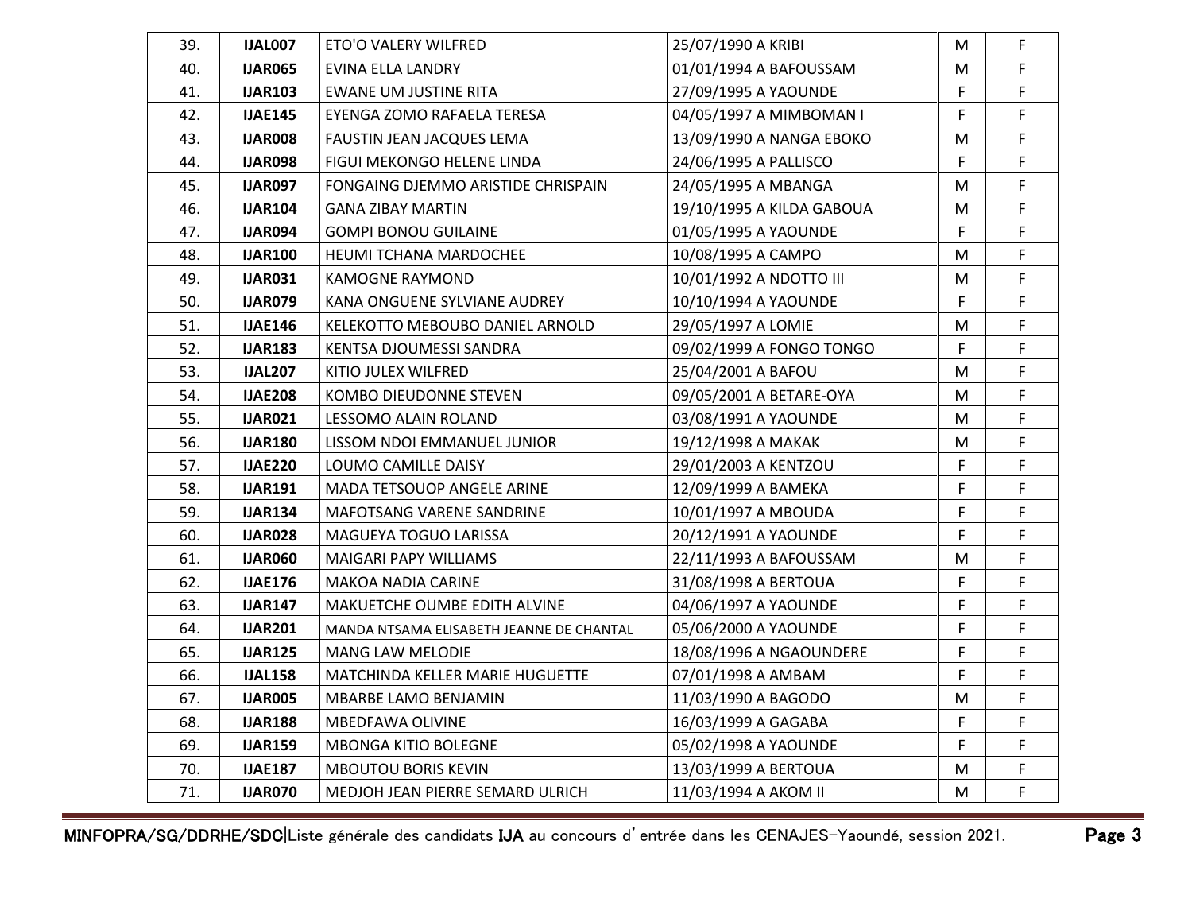| 39. | **IJAL007** | ETO'O VALERY WILFRED | 25/07/1990 A KRIBI | M | F |
|---|---|---|---|---|---|
| 40. | **IJAR065** | EVINA ELLA LANDRY | 01/01/1994 A BAFOUSSAM | M | F |
| 41. | **IJAR103** | EWANE UM JUSTINE RITA | 27/09/1995 A YAOUNDE | F | F |
| 42. | **IJAE145** | EYENGA ZOMO RAFAELA TERESA | 04/05/1997 A MIMBOMAN I | F | F |
| 43. | **IJAR008** | FAUSTIN JEAN JACQUES LEMA | 13/09/1990 A NANGA EBOKO | M | F |
| 44. | **IJAR098** | FIGUI MEKONGO HELENE LINDA | 24/06/1995 A PALLISCO | F | F |
| 45. | **IJAR097** | FONGAING DJEMMO ARISTIDE CHRISPAIN | 24/05/1995 A MBANGA | M | F |
| 46. | **IJAR104** | GANA ZIBAY MARTIN | 19/10/1995 A KILDA GABOUA | M | F |
| 47. | **IJAR094** | GOMPI BONOU GUILAINE | 01/05/1995 A YAOUNDE | F | F |
| 48. | **IJAR100** | HEUMI TCHANA MARDOCHEE | 10/08/1995 A CAMPO | M | F |
| 49. | **IJAR031** | KAMOGNE RAYMOND | 10/01/1992 A NDOTTO III | M | F |
| 50. | **IJAR079** | KANA ONGUENE SYLVIANE AUDREY | 10/10/1994 A YAOUNDE | F | F |
| 51. | **IJAE146** | KELEKOTTO MEBOUBO DANIEL ARNOLD | 29/05/1997 A LOMIE | M | F |
| 52. | **IJAR183** | KENTSA DJOUMESSI SANDRA | 09/02/1999 A FONGO TONGO | F | F |
| 53. | **IJAL207** | KITIO JULEX WILFRED | 25/04/2001 A BAFOU | M | F |
| 54. | **IJAE208** | KOMBO DIEUDONNE STEVEN | 09/05/2001 A BETARE-OYA | M | F |
| 55. | **IJAR021** | LESSOMO ALAIN ROLAND | 03/08/1991 A YAOUNDE | M | F |
| 56. | **IJAR180** | LISSOM NDOI EMMANUEL JUNIOR | 19/12/1998 A MAKAK | M | F |
| 57. | **IJAE220** | LOUMO CAMILLE DAISY | 29/01/2003 A KENTZOU | F | F |
| 58. | **IJAR191** | MADA TETSOUOP ANGELE ARINE | 12/09/1999 A BAMEKA | F | F |
| 59. | **IJAR134** | MAFOTSANG VARENE SANDRINE | 10/01/1997 A MBOUDA | F | F |
| 60. | **IJAR028** | MAGUEYA TOGUO LARISSA | 20/12/1991 A YAOUNDE | F | F |
| 61. | **IJAR060** | MAIGARI PAPY WILLIAMS | 22/11/1993 A BAFOUSSAM | M | F |
| 62. | **IJAE176** | MAKOA NADIA CARINE | 31/08/1998 A BERTOUA | F | F |
| 63. | **IJAR147** | MAKUETCHE OUMBE EDITH ALVINE | 04/06/1997 A YAOUNDE | F | F |
| 64. | **IJAR201** | MANDA NTSAMA ELISABETH JEANNE DE CHANTAL | 05/06/2000 A YAOUNDE | F | F |
| 65. | **IJAR125** | MANG LAW MELODIE | 18/08/1996 A NGAOUNDERE | F | F |
| 66. | **IJAL158** | MATCHINDA KELLER MARIE HUGUETTE | 07/01/1998 A AMBAM | F | F |
| 67. | **IJAR005** | MBARBE LAMO BENJAMIN | 11/03/1990 A BAGODO | M | F |
| 68. | **IJAR188** | MBEDFAWA OLIVINE | 16/03/1999 A GAGABA | F | F |
| 69. | **IJAR159** | MBONGA KITIO BOLEGNE | 05/02/1998 A YAOUNDE | F | F |
| 70. | **IJAE187** | MBOUTOU BORIS KEVIN | 13/03/1999 A BERTOUA | M | F |
| 71. | **IJAR070** | MEDJOH JEAN PIERRE SEMARD ULRICH | 11/03/1994 A AKOM II | M | F |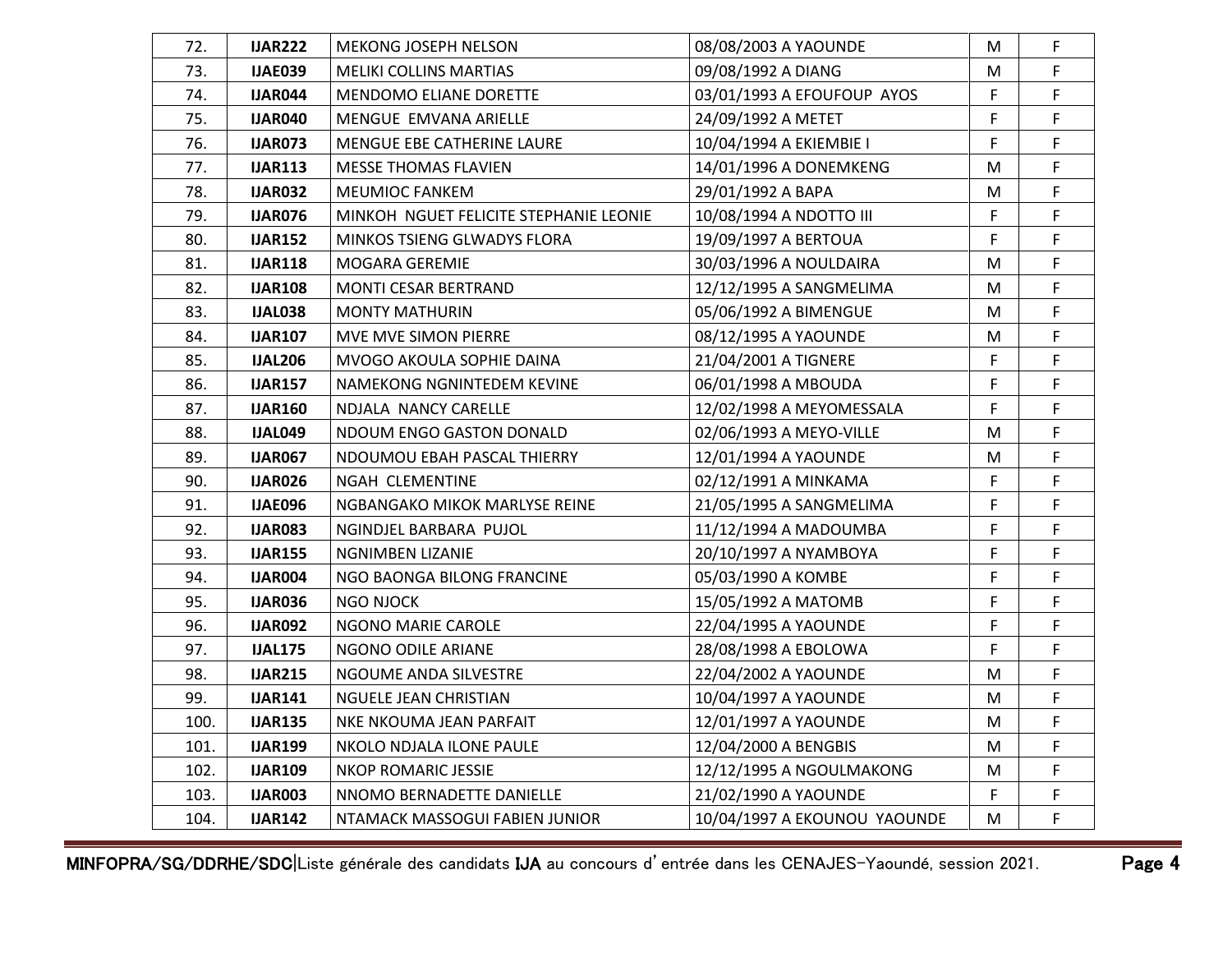| 72. | **IJAR222** | MEKONG JOSEPH NELSON | 08/08/2003 A YAOUNDE | M | F |
|---|---|---|---|---|---|
| 73. | **IJAE039** | MELIKI COLLINS MARTIAS | 09/08/1992 A DIANG | M | F |
| 74. | **IJAR044** | MENDOMO ELIANE DORETTE | 03/01/1993 A EFOUFOUP AYOS | F | F |
| 75. | **IJAR040** | MENGUE EMVANA ARIELLE | 24/09/1992 A METET | F | F |
| 76. | **IJAR073** | MENGUE EBE CATHERINE LAURE | 10/04/1994 A EKIEMBIE I | F | F |
| 77. | **IJAR113** | MESSE THOMAS FLAVIEN | 14/01/1996 A DONEMKENG | M | F |
| 78. | **IJAR032** | MEUMIOC FANKEM | 29/01/1992 A BAPA | M | F |
| 79. | **IJAR076** | MINKOH NGUET FELICITE STEPHANIE LEONIE | 10/08/1994 A NDOTTO III | F | F |
| 80. | **IJAR152** | MINKOS TSIENG GLWADYS FLORA | 19/09/1997 A BERTOUA | F | F |
| 81. | **IJAR118** | MOGARA GEREMIE | 30/03/1996 A NOULDAIRA | M | F |
| 82. | **IJAR108** | MONTI CESAR BERTRAND | 12/12/1995 A SANGMELIMA | M | F |
| 83. | **IJAL038** | MONTY MATHURIN | 05/06/1992 A BIMENGUE | M | F |
| 84. | **IJAR107** | MVE MVE SIMON PIERRE | 08/12/1995 A YAOUNDE | M | F |
| 85. | **IJAL206** | MVOGO AKOULA SOPHIE DAINA | 21/04/2001 A TIGNERE | F | F |
| 86. | **IJAR157** | NAMEKONG NGNINTEDEM KEVINE | 06/01/1998 A MBOUDA | F | F |
| 87. | **IJAR160** | NDJALA NANCY CARELLE | 12/02/1998 A MEYOMESSALA | F | F |
| 88. | **IJAL049** | NDOUM ENGO GASTON DONALD | 02/06/1993 A MEYO-VILLE | M | F |
| 89. | **IJAR067** | NDOUMOU EBAH PASCAL THIERRY | 12/01/1994 A YAOUNDE | M | F |
| 90. | **IJAR026** | NGAH CLEMENTINE | 02/12/1991 A MINKAMA | F | F |
| 91. | **IJAE096** | NGBANGAKO MIKOK MARLYSE REINE | 21/05/1995 A SANGMELIMA | F | F |
| 92. | **IJAR083** | NGINDJEL BARBARA PUJOL | 11/12/1994 A MADOUMBA | F | F |
| 93. | **IJAR155** | NGNIMBEN LIZANIE | 20/10/1997 A NYAMBOYA | F | F |
| 94. | **IJAR004** | NGO BAONGA BILONG FRANCINE | 05/03/1990 A KOMBE | F | F |
| 95. | **IJAR036** | NGO NJOCK | 15/05/1992 A MATOMB | F | F |
| 96. | **IJAR092** | NGONO MARIE CAROLE | 22/04/1995 A YAOUNDE | F | F |
| 97. | **IJAL175** | NGONO ODILE ARIANE | 28/08/1998 A EBOLOWA | F | F |
| 98. | **IJAR215** | NGOUME ANDA SILVESTRE | 22/04/2002 A YAOUNDE | M | F |
| 99. | **IJAR141** | NGUELE JEAN CHRISTIAN | 10/04/1997 A YAOUNDE | M | F |
| 100. | **IJAR135** | NKE NKOUMA JEAN PARFAIT | 12/01/1997 A YAOUNDE | M | F |
| 101. | **IJAR199** | NKOLO NDJALA ILONE PAULE | 12/04/2000 A BENGBIS | M | F |
| 102. | **IJAR109** | NKOP ROMARIC JESSIE | 12/12/1995 A NGOULMAKONG | M | F |
| 103. | **IJAR003** | NNOMO BERNADETTE DANIELLE | 21/02/1990 A YAOUNDE | F | F |
| 104. | **IJAR142** | NTAMACK MASSOGUI FABIEN JUNIOR | 10/04/1997 A EKOUNOU YAOUNDE | M | F |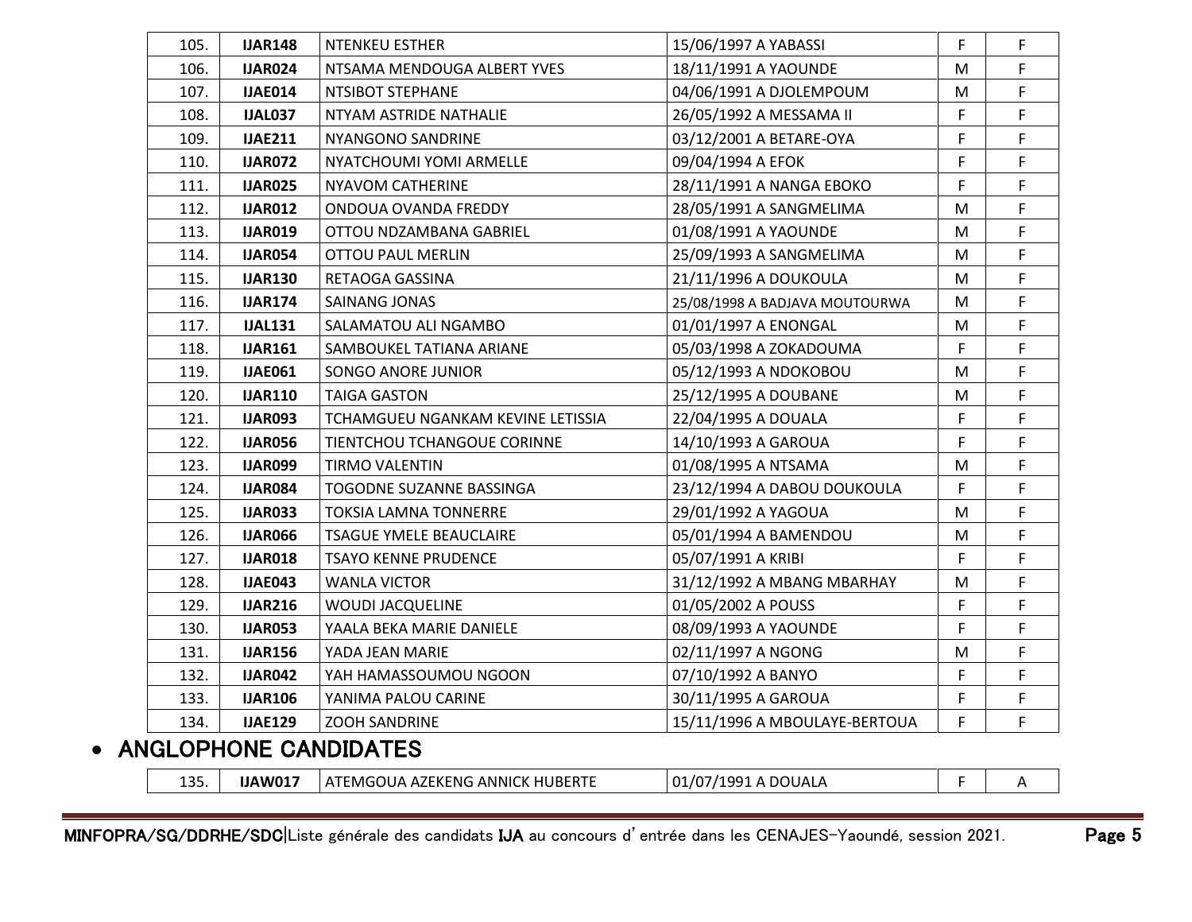| | | | | | |
|---|---|---|---|---|---|
| 105. | **IJAR148** | NTENKEU ESTHER | 15/06/1997 A YABASSI | F | F |
| 106. | **IJAR024** | NTSAMA MENDOUGA ALBERT YVES | 18/11/1991 A YAOUNDE | M | F |
| 107. | **IJAE014** | NTSIBOT STEPHANE | 04/06/1991 A DJOLEMPOUM | M | F |
| 108. | **IJAL037** | NTYAM ASTRIDE NATHALIE | 26/05/1992 A MESSAMA II | F | F |
| 109. | **IJAE211** | NYANGONO SANDRINE | 03/12/2001 A BETARE-OYA | F | F |
| 110. | **IJAR072** | NYATCHOUMI YOMI ARMELLE | 09/04/1994 A EFOK | F | F |
| 111. | **IJAR025** | NYAVOM CATHERINE | 28/11/1991 A NANGA EBOKO | F | F |
| 112. | **IJAR012** | ONDOUA OVANDA FREDDY | 28/05/1991 A SANGMELIMA | M | F |
| 113. | **IJAR019** | OTTOU NDZAMBANA GABRIEL | 01/08/1991 A YAOUNDE | M | F |
| 114. | **IJAR054** | OTTOU PAUL MERLIN | 25/09/1993 A SANGMELIMA | M | F |
| 115. | **IJAR130** | RETAOGA GASSINA | 21/11/1996 A DOUKOULA | M | F |
| 116. | **IJAR174** | SAINANG JONAS | 25/08/1998 A BADJAVA MOUTOURWA | M | F |
| 117. | **IJAL131** | SALAMATOU ALI NGAMBO | 01/01/1997 A ENONGAL | M | F |
| 118. | **IJAR161** | SAMBOUKEL TATIANA ARIANE | 05/03/1998 A ZOKADOUMA | F | F |
| 119. | **IJAE061** | SONGO ANORE JUNIOR | 05/12/1993 A NDOKOBOU | M | F |
| 120. | **IJAR110** | TAIGA GASTON | 25/12/1995 A DOUBANE | M | F |
| 121. | **IJAR093** | TCHAMGUEU NGANKAM KEVINE LETISSIA | 22/04/1995 A DOUALA | F | F |
| 122. | **IJAR056** | TIENTCHOU TCHANGOUE CORINNE | 14/10/1993 A GAROUA | F | F |
| 123. | **IJAR099** | TIRMO VALENTIN | 01/08/1995 A NTSAMA | M | F |
| 124. | **IJAR084** | TOGODNE SUZANNE BASSINGA | 23/12/1994 A DABOU DOUKOULA | F | F |
| 125. | **IJAR033** | TOKSIA LAMNA TONNERRE | 29/01/1992 A YAGOUA | M | F |
| 126. | **IJAR066** | TSAGUE YMELE BEAUCLAIRE | 05/01/1994 A BAMENDOU | M | F |
| 127. | **IJAR018** | TSAYO KENNE PRUDENCE | 05/07/1991 A KRIBI | F | F |
| 128. | **IJAE043** | WANLA VICTOR | 31/12/1992 A MBANG MBARHAY | M | F |
| 129. | **IJAR216** | WOUDI JACQUELINE | 01/05/2002 A POUSS | F | F |
| 130. | **IJAR053** | YAALA BEKA MARIE DANIELE | 08/09/1993 A YAOUNDE | F | F |
| 131. | **IJAR156** | YADA JEAN MARIE | 02/11/1997 A NGONG | M | F |
| 132. | **IJAR042** | YAH HAMASSOUMOU NGOON | 07/10/1992 A BANYO | F | F |
| 133. | **IJAR106** | YANIMA PALOU CARINE | 30/11/1995 A GAROUA | F | F |
| 134. | **IJAE129** | ZOOH SANDRINE | 15/11/1996 A MBOULAYE-BERTOUA | F | F |

- **ANGLOPHONE CANDIDATES**

| | | | | | |
|---|---|---|---|---|---|
| 135. | **IJAW017** | ATEMGOUA AZEKENG ANNICK HUBERTE | 01/07/1991 A DOUALA | F | A |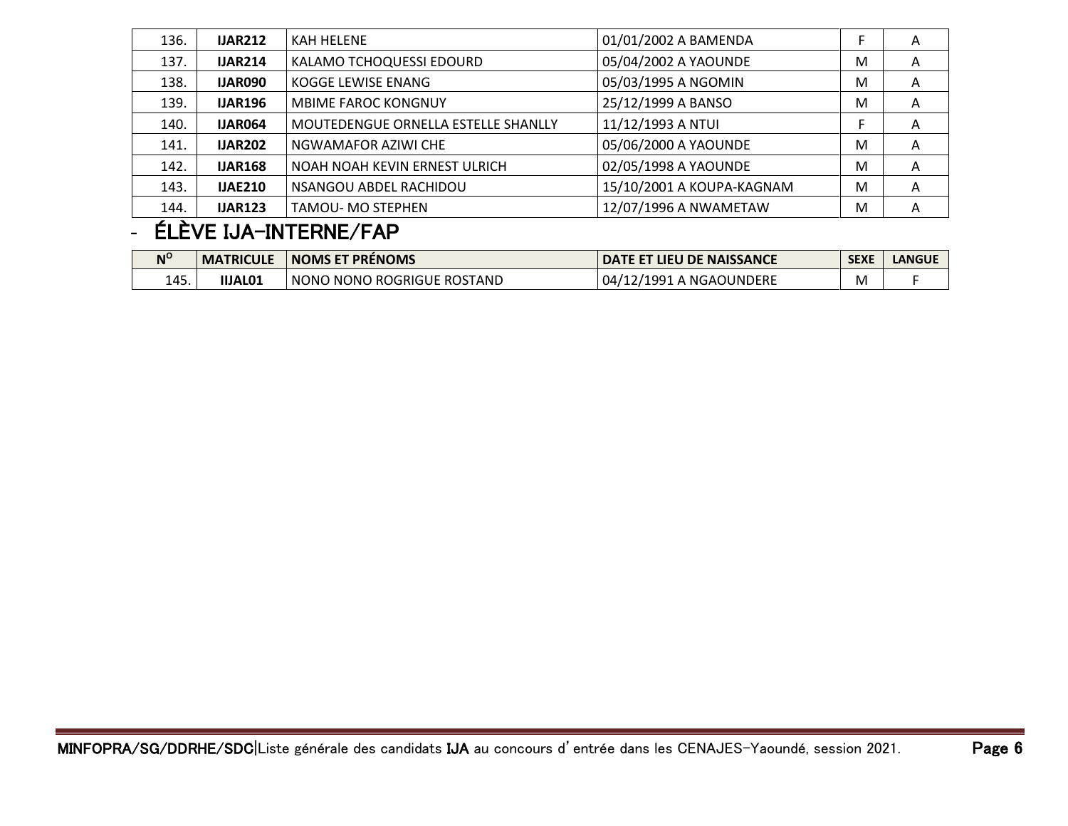| | | | | | |
|---|---|---|---|---|---|
| 136. | **IJAR212** | KAH HELENE | 01/01/2002 A BAMENDA | F | A |
| 137. | **IJAR214** | KALAMO TCHOQUESSI EDOURD | 05/04/2002 A YAOUNDE | M | A |
| 138. | **IJAR090** | KOGGE LEWISE ENANG | 05/03/1995 A NGOMIN | M | A |
| 139. | **IJAR196** | MBIME FAROC KONGNUY | 25/12/1999 A BANSO | M | A |
| 140. | **IJAR064** | MOUTEDENGUE ORNELLA ESTELLE SHANLLY | 11/12/1993 A NTUI | F | A |
| 141. | **IJAR202** | NGWAMAFOR AZIWI CHE | 05/06/2000 A YAOUNDE | M | A |
| 142. | **IJAR168** | NOAH NOAH KEVIN ERNEST ULRICH | 02/05/1998 A YAOUNDE | M | A |
| 143. | **IJAE210** | NSANGOU ABDEL RACHIDOU | 15/10/2001 A KOUPA-KAGNAM | M | A |
| 144. | **IJAR123** | TAMOU- MO STEPHEN | 12/07/1996 A NWAMETAW | M | A |

## - ÉLÈVE IJA-INTERNE/FAP

| N° | MATRICULE | NOMS ET PRÉNOMS | DATE ET LIEU DE NAISSANCE | SEXE | LANGUE |
|---|---|---|---|---|---|
| 145. | **IIJAL01** | NONO NONO ROGRIGUE ROSTAND | 04/12/1991 A NGAOUNDERE | M | F |